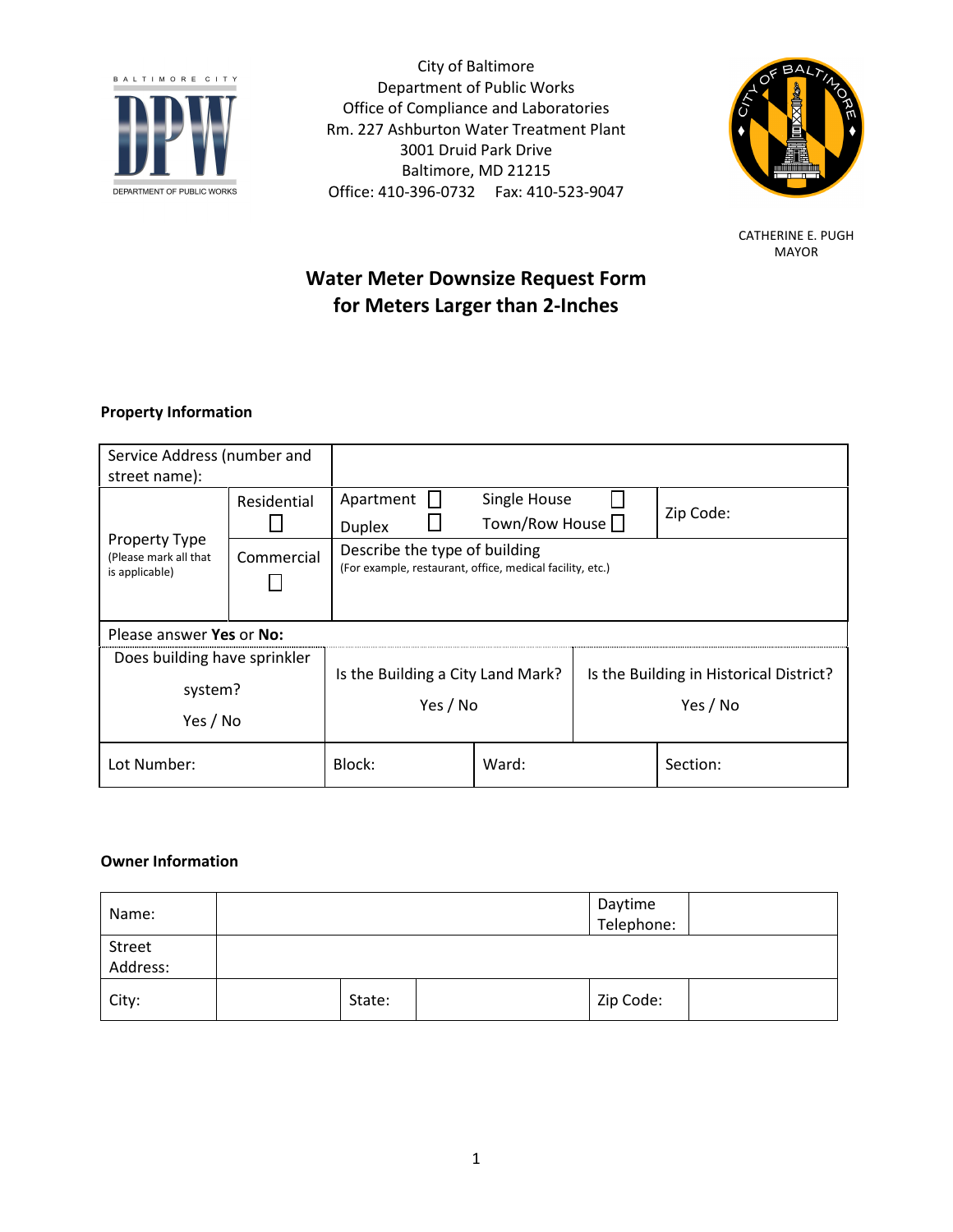BALTIMORE CITY DPW DEPARTMENT OF PUBLIC WORKS

City of Baltimore
Department of Public Works
Office of Compliance and Laboratories
Rm. 227 Ashburton Water Treatment Plant
3001 Druid Park Drive
Baltimore, MD 21215
Office: 410-396-0732 Fax: 410-523-9047

CATHERINE E. PUGH
MAYOR

# Water Meter Downsize Request Form for Meters Larger than 2-Inches

### Property Information

| Service Address (number and street name): | | | | |
|---|---|---|---|---|
| Property Type (Please mark all that is applicable) | Residential ☐ | Apartment ☐ Duplex ☐ | Single House ☐ Town/Row House ☐ | Zip Code: |
| | Commercial ☐ | Describe the type of building (For example, restaurant, office, medical facility, etc.) | | |
| Please answer **Yes** or **No:** | | | | |
| Does building have sprinkler system? Yes / No | | Is the Building a City Land Mark? Yes / No | Is the Building in Historical District? Yes / No | |
| Lot Number: | Block: | Ward: | Section: | |

### Owner Information

| Name: | | | Daytime Telephone: | |
|---|---|---|---|---|
| Street Address: | | | | |
| City: | | State: | Zip Code: | |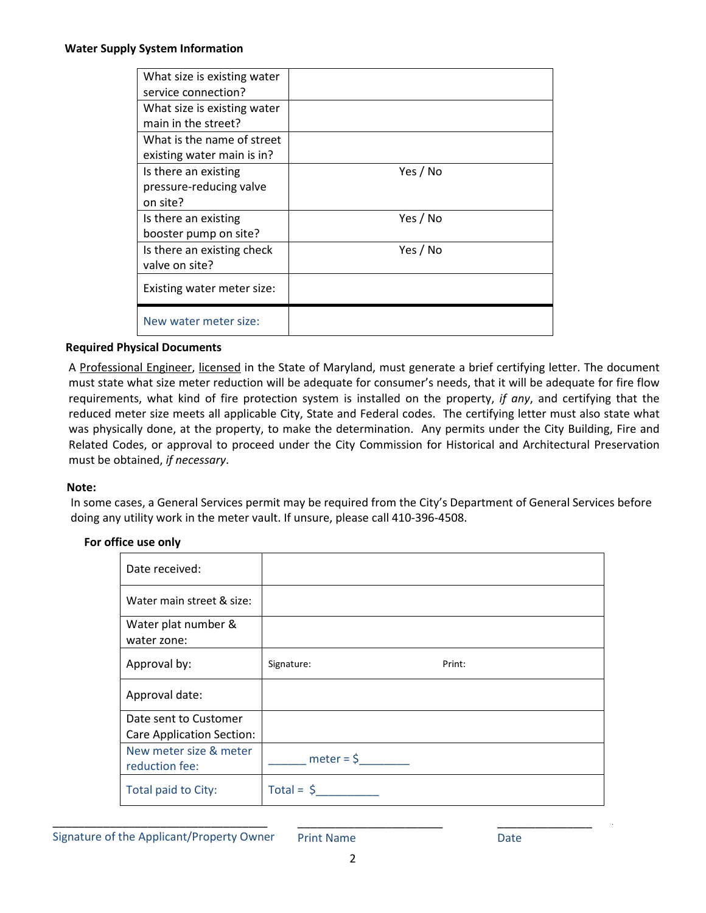**Water Supply System Information**

| | |
|---|---|
| What size is existing water service connection? | |
| What size is existing water main in the street? | |
| What is the name of street existing water main is in? | |
| Is there an existing pressure-reducing valve on site? | Yes / No |
| Is there an existing booster pump on site? | Yes / No |
| Is there an existing check valve on site? | Yes / No |
| Existing water meter size: | |
| New water meter size: | |

**Required Physical Documents**

A Professional Engineer, licensed in the State of Maryland, must generate a brief certifying letter. The document must state what size meter reduction will be adequate for consumer's needs, that it will be adequate for fire flow requirements, what kind of fire protection system is installed on the property, *if any*, and certifying that the reduced meter size meets all applicable City, State and Federal codes. The certifying letter must also state what was physically done, at the property, to make the determination. Any permits under the City Building, Fire and Related Codes, or approval to proceed under the City Commission for Historical and Architectural Preservation must be obtained, *if necessary*.

**Note:**

In some cases, a General Services permit may be required from the City's Department of General Services before doing any utility work in the meter vault. If unsure, please call 410-396-4508.

**For office use only**

| | | |
|---|---|---|
| Date received: | | |
| Water main street & size: | | |
| Water plat number & water zone: | | |
| Approval by: | Signature: | Print: |
| Approval date: | | |
| Date sent to Customer Care Application Section: | | |
| New meter size & meter reduction fee: | ______ meter = $________ | |
| Total paid to City: | Total = $__________ | |

___________________________________ Signature of the Applicant/Property Owner

________________________ Print Name

________________ Date